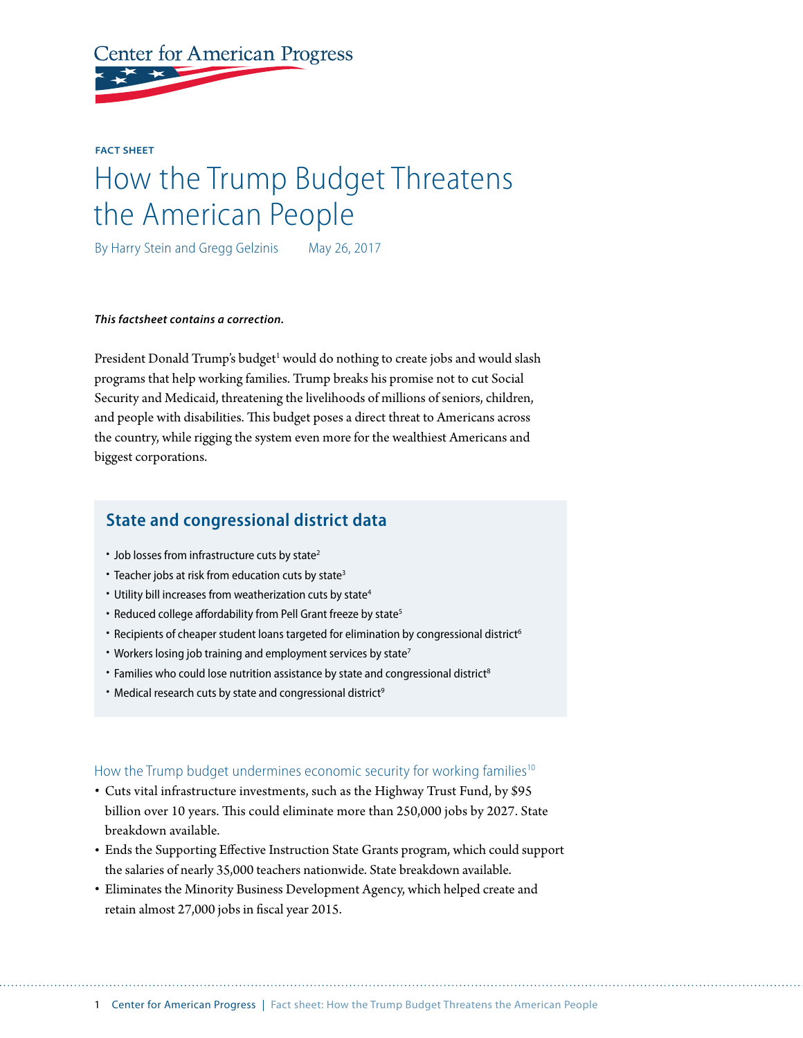Center for American Progress

**FACT SHEET**

# How the Trump Budget Threatens the American People

By Harry Stein and Gregg Gelzinis May 26, 2017

***This factsheet contains a correction.***

President Donald Trump's budget[1] would do nothing to create jobs and would slash programs that help working families. Trump breaks his promise not to cut Social Security and Medicaid, threatening the livelihoods of millions of seniors, children, and people with disabilities. This budget poses a direct threat to Americans across the country, while rigging the system even more for the wealthiest Americans and biggest corporations.

## State and congressional district data

- Job losses from infrastructure cuts by state[2]
- Teacher jobs at risk from education cuts by state[3]
- Utility bill increases from weatherization cuts by state[4]
- Reduced college affordability from Pell Grant freeze by state[5]
- Recipients of cheaper student loans targeted for elimination by congressional district[6]
- Workers losing job training and employment services by state[7]
- Families who could lose nutrition assistance by state and congressional district[8]
- Medical research cuts by state and congressional district[9]

### How the Trump budget undermines economic security for working families[10]

- Cuts vital infrastructure investments, such as the Highway Trust Fund, by $95 billion over 10 years. This could eliminate more than 250,000 jobs by 2027. State breakdown available.
- Ends the Supporting Effective Instruction State Grants program, which could support the salaries of nearly 35,000 teachers nationwide. State breakdown available.
- Eliminates the Minority Business Development Agency, which helped create and retain almost 27,000 jobs in fiscal year 2015.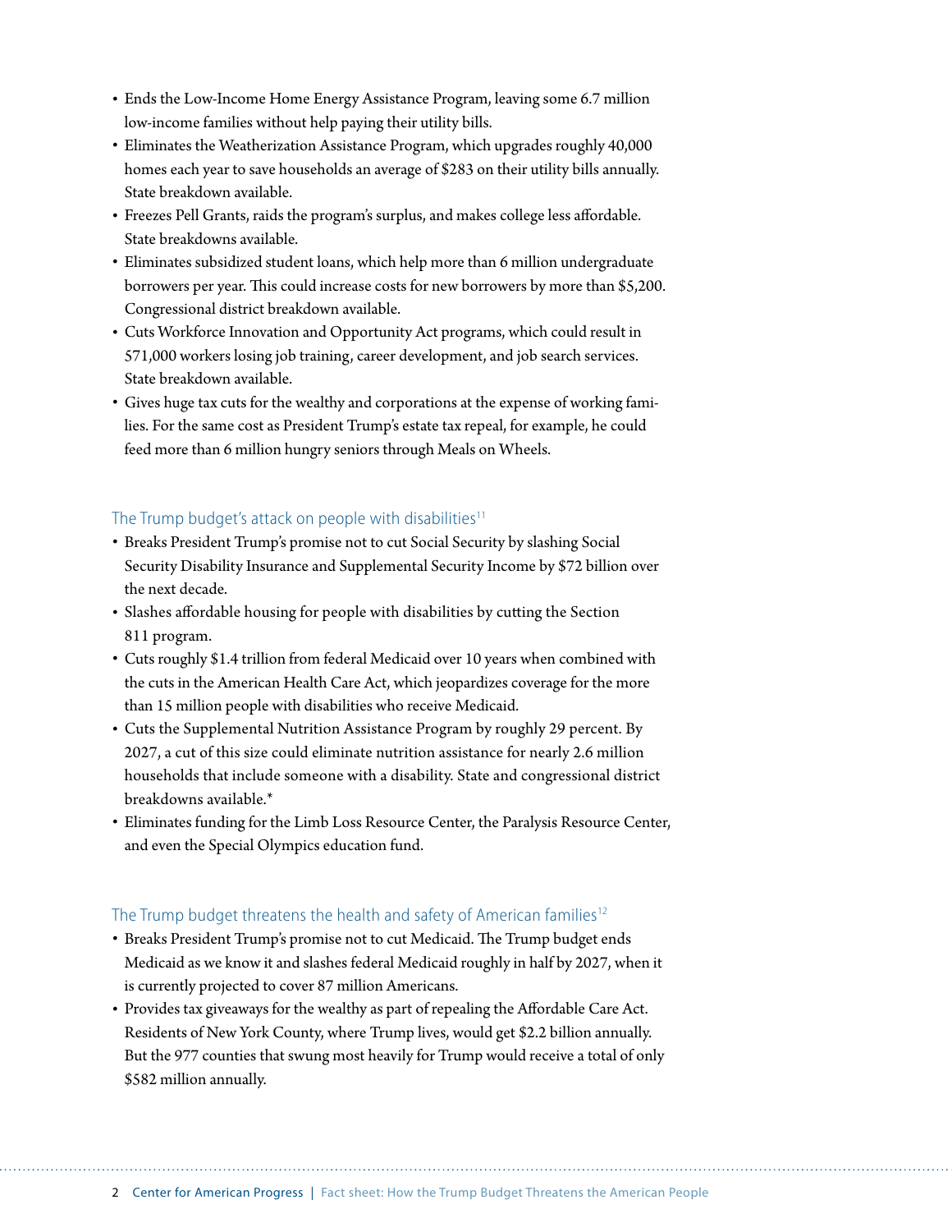- Ends the Low-Income Home Energy Assistance Program, leaving some 6.7 million low-income families without help paying their utility bills.
- Eliminates the Weatherization Assistance Program, which upgrades roughly 40,000 homes each year to save households an average of $283 on their utility bills annually. State breakdown available.
- Freezes Pell Grants, raids the program's surplus, and makes college less affordable. State breakdowns available.
- Eliminates subsidized student loans, which help more than 6 million undergraduate borrowers per year. This could increase costs for new borrowers by more than $5,200. Congressional district breakdown available.
- Cuts Workforce Innovation and Opportunity Act programs, which could result in 571,000 workers losing job training, career development, and job search services. State breakdown available.
- Gives huge tax cuts for the wealthy and corporations at the expense of working families. For the same cost as President Trump's estate tax repeal, for example, he could feed more than 6 million hungry seniors through Meals on Wheels.

## The Trump budget's attack on people with disabilities[11]

- Breaks President Trump's promise not to cut Social Security by slashing Social Security Disability Insurance and Supplemental Security Income by $72 billion over the next decade.
- Slashes affordable housing for people with disabilities by cutting the Section 811 program.
- Cuts roughly $1.4 trillion from federal Medicaid over 10 years when combined with the cuts in the American Health Care Act, which jeopardizes coverage for the more than 15 million people with disabilities who receive Medicaid.
- Cuts the Supplemental Nutrition Assistance Program by roughly 29 percent. By 2027, a cut of this size could eliminate nutrition assistance for nearly 2.6 million households that include someone with a disability. State and congressional district breakdowns available.*
- Eliminates funding for the Limb Loss Resource Center, the Paralysis Resource Center, and even the Special Olympics education fund.

## The Trump budget threatens the health and safety of American families[12]

- Breaks President Trump's promise not to cut Medicaid. The Trump budget ends Medicaid as we know it and slashes federal Medicaid roughly in half by 2027, when it is currently projected to cover 87 million Americans.
- Provides tax giveaways for the wealthy as part of repealing the Affordable Care Act. Residents of New York County, where Trump lives, would get $2.2 billion annually. But the 977 counties that swung most heavily for Trump would receive a total of only $582 million annually.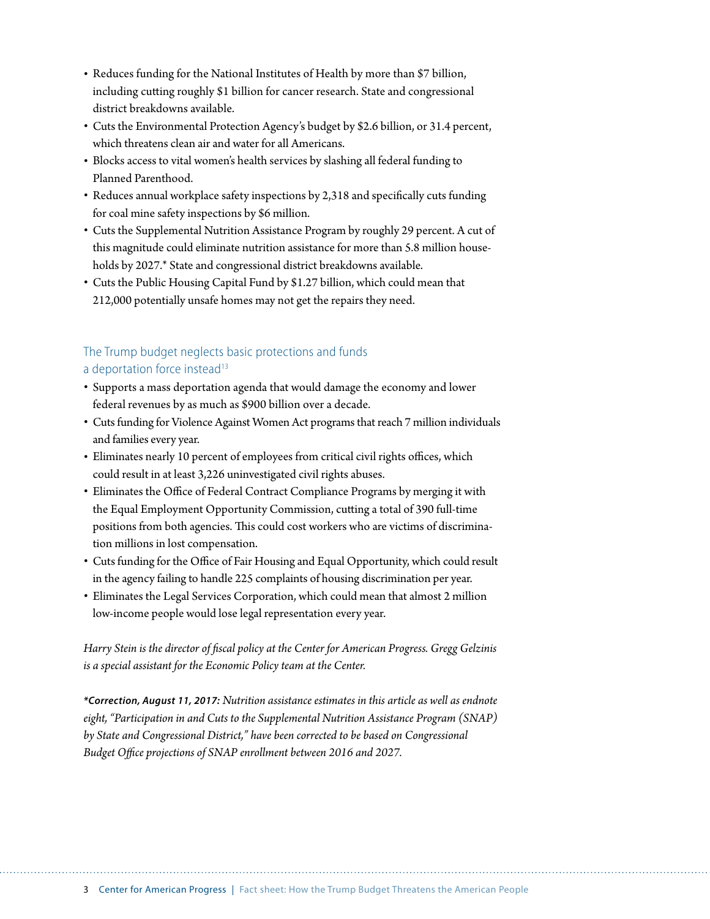- Reduces funding for the National Institutes of Health by more than $7 billion, including cutting roughly $1 billion for cancer research. State and congressional district breakdowns available.
- Cuts the Environmental Protection Agency's budget by $2.6 billion, or 31.4 percent, which threatens clean air and water for all Americans.
- Blocks access to vital women's health services by slashing all federal funding to Planned Parenthood.
- Reduces annual workplace safety inspections by 2,318 and specifically cuts funding for coal mine safety inspections by $6 million.
- Cuts the Supplemental Nutrition Assistance Program by roughly 29 percent. A cut of this magnitude could eliminate nutrition assistance for more than 5.8 million households by 2027.* State and congressional district breakdowns available.
- Cuts the Public Housing Capital Fund by $1.27 billion, which could mean that 212,000 potentially unsafe homes may not get the repairs they need.

## The Trump budget neglects basic protections and funds a deportation force instead[13]

- Supports a mass deportation agenda that would damage the economy and lower federal revenues by as much as $900 billion over a decade.
- Cuts funding for Violence Against Women Act programs that reach 7 million individuals and families every year.
- Eliminates nearly 10 percent of employees from critical civil rights offices, which could result in at least 3,226 uninvestigated civil rights abuses.
- Eliminates the Office of Federal Contract Compliance Programs by merging it with the Equal Employment Opportunity Commission, cutting a total of 390 full-time positions from both agencies. This could cost workers who are victims of discrimination millions in lost compensation.
- Cuts funding for the Office of Fair Housing and Equal Opportunity, which could result in the agency failing to handle 225 complaints of housing discrimination per year.
- Eliminates the Legal Services Corporation, which could mean that almost 2 million low-income people would lose legal representation every year.

*Harry Stein is the director of fiscal policy at the Center for American Progress. Gregg Gelzinis is a special assistant for the Economic Policy team at the Center.*

***Correction, August 11, 2017:** Nutrition assistance estimates in this article as well as endnote eight, "Participation in and Cuts to the Supplemental Nutrition Assistance Program (SNAP) by State and Congressional District," have been corrected to be based on Congressional Budget Office projections of SNAP enrollment between 2016 and 2027.*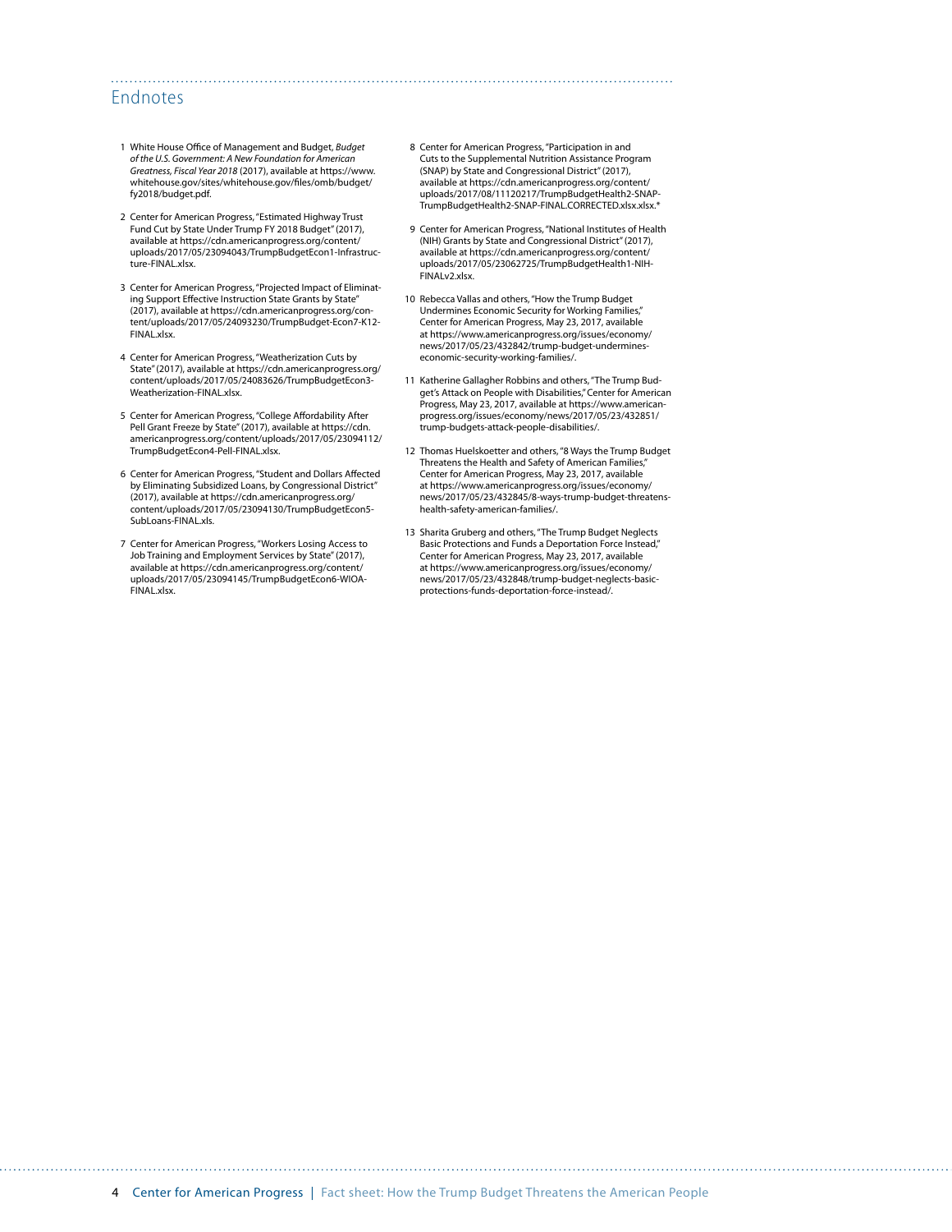## Endnotes

1 White House Office of Management and Budget, *Budget of the U.S. Government: A New Foundation for American Greatness, Fiscal Year 2018* (2017), available at https://www.whitehouse.gov/sites/whitehouse.gov/files/omb/budget/fy2018/budget.pdf.

2 Center for American Progress, "Estimated Highway Trust Fund Cut by State Under Trump FY 2018 Budget" (2017), available at https://cdn.americanprogress.org/content/uploads/2017/05/23094043/TrumpBudgetEcon1-Infrastructure-FINAL.xlsx.

3 Center for American Progress, "Projected Impact of Eliminating Support Effective Instruction State Grants by State" (2017), available at https://cdn.americanprogress.org/content/uploads/2017/05/24093230/TrumpBudget-Econ7-K12-FINAL.xlsx.

4 Center for American Progress, "Weatherization Cuts by State" (2017), available at https://cdn.americanprogress.org/content/uploads/2017/05/24083626/TrumpBudgetEcon3-Weatherization-FINAL.xlsx.

5 Center for American Progress, "College Affordability After Pell Grant Freeze by State" (2017), available at https://cdn.americanprogress.org/content/uploads/2017/05/23094112/TrumpBudgetEcon4-Pell-FINAL.xlsx.

6 Center for American Progress, "Student and Dollars Affected by Eliminating Subsidized Loans, by Congressional District" (2017), available at https://cdn.americanprogress.org/content/uploads/2017/05/23094130/TrumpBudgetEcon5-SubLoans-FINAL.xls.

7 Center for American Progress, "Workers Losing Access to Job Training and Employment Services by State" (2017), available at https://cdn.americanprogress.org/content/uploads/2017/05/23094145/TrumpBudgetEcon6-WIOA-FINAL.xlsx.

8 Center for American Progress, "Participation in and Cuts to the Supplemental Nutrition Assistance Program (SNAP) by State and Congressional District" (2017), available at https://cdn.americanprogress.org/content/uploads/2017/08/11120217/TrumpBudgetHealth2-SNAP-TrumpBudgetHealth2-SNAP-FINAL.CORRECTED.xlsx.xlsx.*

9 Center for American Progress, "National Institutes of Health (NIH) Grants by State and Congressional District" (2017), available at https://cdn.americanprogress.org/content/uploads/2017/05/23062725/TrumpBudgetHealth1-NIH-FINALv2.xlsx.

10 Rebecca Vallas and others, "How the Trump Budget Undermines Economic Security for Working Families," Center for American Progress, May 23, 2017, available at https://www.americanprogress.org/issues/economy/news/2017/05/23/432842/trump-budget-undermines-economic-security-working-families/.

11 Katherine Gallagher Robbins and others, "The Trump Budget's Attack on People with Disabilities," Center for American Progress, May 23, 2017, available at https://www.americanprogress.org/issues/economy/news/2017/05/23/432851/trump-budgets-attack-people-disabilities/.

12 Thomas Huelskoetter and others, "8 Ways the Trump Budget Threatens the Health and Safety of American Families," Center for American Progress, May 23, 2017, available at https://www.americanprogress.org/issues/economy/news/2017/05/23/432845/8-ways-trump-budget-threatens-health-safety-american-families/.

13 Sharita Gruberg and others, "The Trump Budget Neglects Basic Protections and Funds a Deportation Force Instead," Center for American Progress, May 23, 2017, available at https://www.americanprogress.org/issues/economy/news/2017/05/23/432848/trump-budget-neglects-basic-protections-funds-deportation-force-instead/.